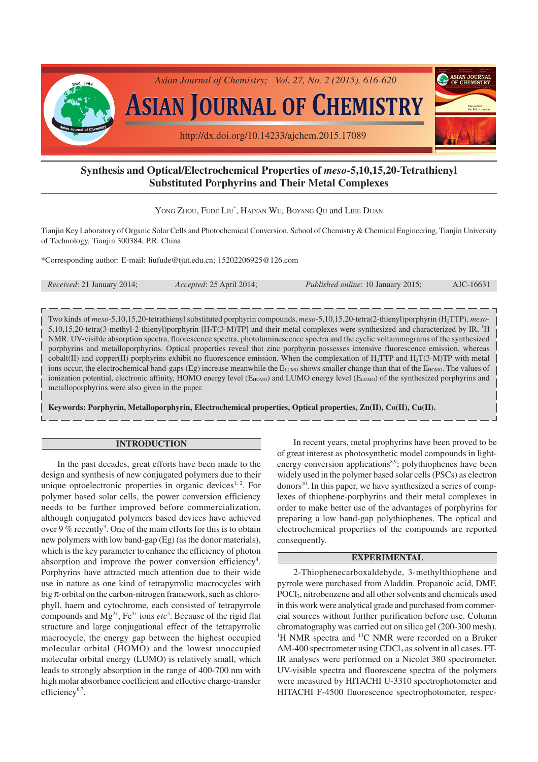# Synthesis and Optical/Electrochemical Properties of *meso*-5,10,15,20-Tetrathienyl Substituted Porphyrins and Their Metal Complexes

YONG ZHOU, FUDE LIU*, HAIYAN WU, BOYANG QU and LIJIE DUAN

Tianjin Key Laboratory of Organic Solar Cells and Photochemical Conversion, School of Chemistry & Chemical Engineering, Tianjin University of Technology, Tianjin 300384, P.R. China

*Corresponding author: E-mail: liufude@tjut.edu.cn; 15202206925@126.com

*Received*: 21 January 2014; *Accepted*: 25 April 2014; *Published online*: 10 January 2015; AJC-16631

Two kinds of *meso*-5,10,15,20-tetrathienyl substituted porphyrin compounds, *meso*-5,10,15,20-tetra(2-thienyl)porphyrin ($H_2TTP$), *meso*-5,10,15,20-tetra(3-methyl-2-thienyl)porphyrin [$H_2T(3\text{-}M)TP$] and their metal complexes were synthesized and characterized by IR, $^1H$ NMR. UV-visible absorption spectra, fluorescence spectra, photoluminescence spectra and the cyclic voltammograms of the synthesized porphyrins and metalloporphyrins. Optical properties reveal that zinc porphyrin possesses intensive fluorescence emission, whereas cobalt(II) and copper(II) porphyrins exhibit no fluorescence emission. When the complexation of $H_2TTP$ and $H_2T(3\text{-}M)TP$ with metal ions occur, the electrochemical band-gaps (Eg) increase meanwhile the $E_{LUMO}$ shows smaller change than that of the $E_{HOMO}$. The values of ionization potential, electronic affinity, HOMO energy level ($E_{HOMO}$) and LUMO energy level ($E_{LUMO}$) of the synthesized porphyrins and metalloporphyrins were also given in the paper.

**Keywords: Porphyrin, Metalloporphyrin, Electrochemical properties, Optical properties, Zn(II), Co(II), Cu(II).**

## INTRODUCTION

In the past decades, great efforts have been made to the design and synthesis of new conjugated polymers due to their unique optoelectronic properties in organic devices[1, 2]. For polymer based solar cells, the power conversion efficiency needs to be further improved before commercialization, although conjugated polymers based devices have achieved over 9 % recently[3]. One of the main efforts for this is to obtain new polymers with low band-gap (Eg) (as the donor materials), which is the key parameter to enhance the efficiency of photon absorption and improve the power conversion efficiency[4]. Porphyrins have attracted much attention due to their wide use in nature as one kind of tetrapyrrolic macrocycles with big π-orbital on the carbon-nitrogen framework, such as chlorophyll, haem and cytochrome, each consisted of tetrapyrrole compounds and $Mg^{2+}$, $Fe^{3+}$ ions *etc*[5]. Because of the rigid flat structure and large conjugational effect of the tetrapyrrolic macrocycle, the energy gap between the highest occupied molecular orbital (HOMO) and the lowest unoccupied molecular orbital energy (LUMO) is relatively small, which leads to strongly absorption in the range of 400-700 nm with high molar absorbance coefficient and effective charge-transfer efficiency[6,7].

In recent years, metal prophyrins have been proved to be of great interest as photosynthetic model compounds in light-energy conversion applications[8,9]; polythiophenes have been widely used in the polymer based solar cells (PSCs) as electron donors[10]. In this paper, we have synthesized a series of complexes of thiophene-porphyrins and their metal complexes in order to make better use of the advantages of porphyrins for preparing a low band-gap polythiophenes. The optical and electrochemical properties of the compounds are reported consequently.

## EXPERIMENTAL

2-Thiophenecarboxaldehyde, 3-methylthiophene and pyrrole were purchased from Aladdin. Propanoic acid, DMF, $POCl_3$, nitrobenzene and all other solvents and chemicals used in this work were analytical grade and purchased from commercial sources without further purification before use. Column chromatography was carried out on silica gel (200-300 mesh). $^1H$ NMR spectra and $^{13}C$ NMR were recorded on a Bruker AM-400 spectrometer using $CDCl_3$ as solvent in all cases. FT-IR analyses were performed on a Nicolet 380 spectrometer. UV-visible spectra and fluorescene spectra of the polymers were measured by HITACHI U-3310 spectrophotometer and HITACHI F-4500 fluorescence spectrophotometer, respec-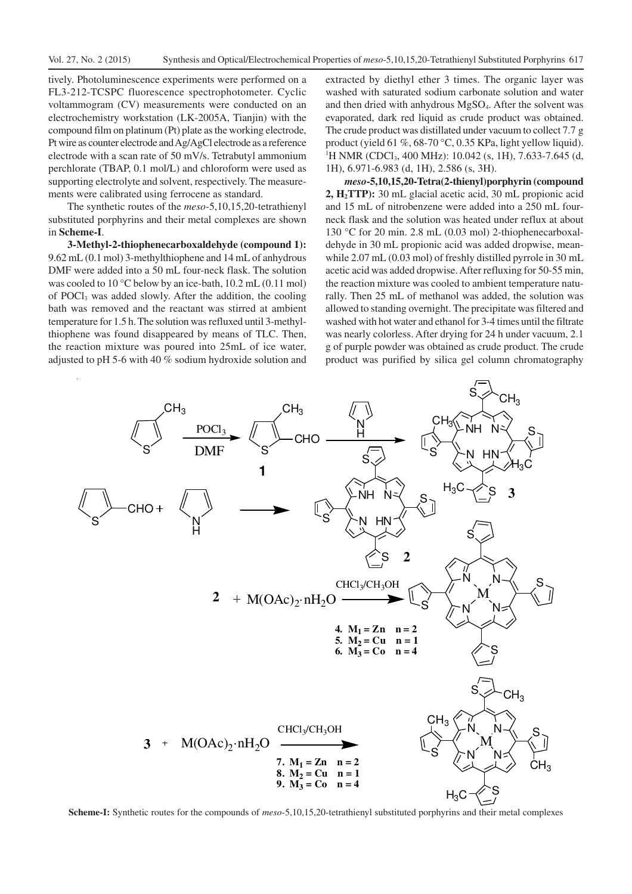tively. Photoluminescence experiments were performed on a FL3-212-TCSPC fluorescence spectrophotometer. Cyclic voltammogram (CV) measurements were conducted on an electrochemistry workstation (LK-2005A, Tianjin) with the compound film on platinum (Pt) plate as the working electrode, Pt wire as counter electrode and Ag/AgCl electrode as a reference electrode with a scan rate of 50 mV/s. Tetrabutyl ammonium perchlorate (TBAP, 0.1 mol/L) and chloroform were used as supporting electrolyte and solvent, respectively. The measurements were calibrated using ferrocene as standard.

The synthetic routes of the *meso*-5,10,15,20-tetrathienyl substituted porphyrins and their metal complexes are shown in **Scheme-I**.

**3-Methyl-2-thiophenecarboxaldehyde (compound 1):** 9.62 mL (0.1 mol) 3-methylthiophene and 14 mL of anhydrous DMF were added into a 50 mL four-neck flask. The solution was cooled to 10 °C below by an ice-bath, 10.2 mL (0.11 mol) of $POCl_3$ was added slowly. After the addition, the cooling bath was removed and the reactant was stirred at ambient temperature for 1.5 h. The solution was refluxed until 3-methylthiophene was found disappeared by means of TLC. Then, the reaction mixture was poured into 25mL of ice water, adjusted to pH 5-6 with 40 % sodium hydroxide solution and extracted by diethyl ether 3 times. The organic layer was washed with saturated sodium carbonate solution and water and then dried with anhydrous $MgSO_4$. After the solvent was evaporated, dark red liquid as crude product was obtained. The crude product was distilled under vacuum to collect 7.7 g product (yield 61 %, 68-70 °C, 0.35 KPa, light yellow liquid). $^1$H NMR ($CDCl_3$, 400 MHz): 10.042 (s, 1H), 7.633-7.645 (d, 1H), 6.971-6.983 (d, 1H), 2.586 (s, 3H).

***meso*-5,10,15,20-Tetra(2-thienyl)porphyrin (compound 2, $H_2$TTP):** 30 mL glacial acetic acid, 30 mL propionic acid and 15 mL of nitrobenzene were added into a 250 mL four-neck flask and the solution was heated under reflux at about 130 °C for 20 min. 2.8 mL (0.03 mol) 2-thiophenecarboxaldehyde in 30 mL propionic acid was added dropwise, meanwhile 2.07 mL (0.03 mol) of freshly distilled pyrrole in 30 mL acetic acid was added dropwise. After refluxing for 50-55 min, the reaction mixture was cooled to ambient temperature naturally. Then 25 mL of methanol was added, the solution was allowed to standing overnight. The precipitate was filtered and washed with hot water and ethanol for 3-4 times until the filtrate was nearly colorless. After drying for 24 h under vacuum, 2.1 g of purple powder was obtained as crude product. The crude product was purified by silica gel column chromatography

**Scheme-I:** Synthetic routes for the compounds of *meso*-5,10,15,20-tetrathienyl substituted porphyrins and their metal complexes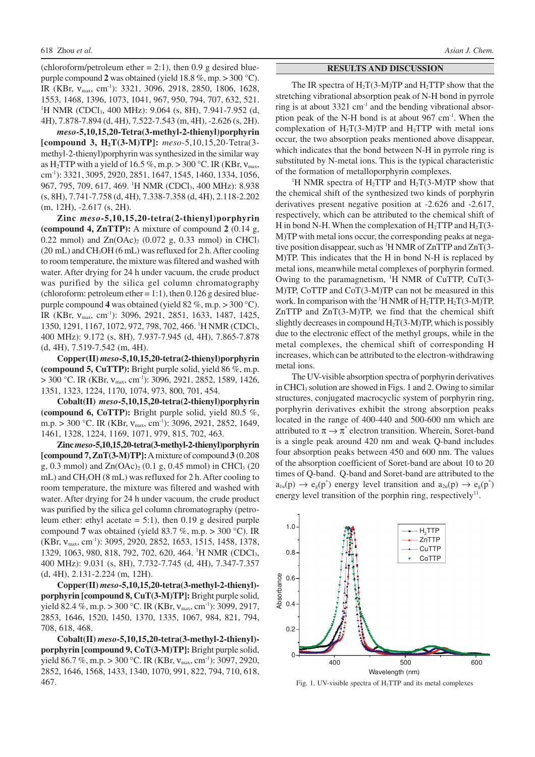(chloroform/petroleum ether = 2:1), then 0.9 g desired blue-purple compound **2** was obtained (yield 18.8 %, mp. > 300 °C). IR (KBr, $\nu_{max}$, $cm^{-1}$): 3321, 3096, 2918, 2850, 1806, 1628, 1553, 1468, 1396, 1073, 1041, 967, 950, 794, 707, 632, 521. $^1H$ NMR ($CDCl_3$, 400 MHz): 9.064 (s, 8H), 7.941-7.952 (d, 4H), 7.878-7.894 (d, 4H), 7.522-7.543 (m, 4H), -2.626 (s, 2H).

***meso*-5,10,15,20-Tetra(3-methyl-2-thienyl)porphyrin [compound 3, $H_2T$(3-M)TP]:** *meso*-5,10,15,20-Tetra(3-methyl-2-thienyl)porphyrin was synthesized in the similar way as $H_2TTP$ with a yield of 16.5 %, m.p. > 300 °C. IR (KBr, $\nu_{max}$, $cm^{-1}$): 3321, 3095, 2920, 2851, 1647, 1545, 1460, 1334, 1056, 967, 795, 709, 617, 469. $^1H$ NMR ($CDCl_3$, 400 MHz): 8.938 (s, 8H), 7.741-7.758 (d, 4H), 7.338-7.358 (d, 4H), 2.118-2.202 (m, 12H), -2.617 (s, 2H).

**Zinc *meso*-5,10,15,20-tetra(2-thienyl)porphyrin (compound 4, ZnTTP):** A mixture of compound **2** (0.14 g, 0.22 mmol) and $Zn(OAc)_2$ (0.072 g, 0.33 mmol) in $CHCl_3$ (20 mL) and $CH_3OH$ (6 mL) was refluxed for 2 h. After cooling to room temperature, the mixture was filtered and washed with water. After drying for 24 h under vacuum, the crude product was purified by the silica gel column chromatography (chloroform: petroleum ether = 1:1), then 0.126 g desired blue-purple compound **4** was obtained (yield 82 %, m.p. > 300 °C). IR (KBr, $\nu_{max}$, $cm^{-1}$): 3096, 2921, 2851, 1633, 1487, 1425, 1350, 1291, 1167, 1072, 972, 798, 702, 466. $^1H$ NMR ($CDCl_3$, 400 MHz): 9.172 (s, 8H), 7.937-7.945 (d, 4H), 7.865-7.878 (d, 4H), 7.519-7.542 (m, 4H).

**Copper(II) *meso*-5,10,15,20-tetra(2-thienyl)porphyrin (compound 5, CuTTP):** Bright purple solid, yield 86 %, m.p. > 300 °C. IR (KBr, $\nu_{max}$, $cm^{-1}$): 3096, 2921, 2852, 1589, 1426, 1351, 1323, 1224, 1170, 1074, 973, 800, 701, 454.

**Cobalt(II) *meso*-5,10,15,20-tetra(2-thienyl)porphyrin (compound 6, CoTTP):** Bright purple solid, yield 80.5 %, m.p. > 300 °C. IR (KBr, $\nu_{max}$, $cm^{-1}$): 3096, 2921, 2852, 1649, 1461, 1328, 1224, 1169, 1071, 979, 815, 702, 463.

**Zinc *meso*-5,10,15,20-tetra(3-methyl-2-thienyl)porphyrin [compound 7, ZnT(3-M)TP]:** A mixture of compound **3** (0.208 g, 0.3 mmol) and $Zn(OAc)_2$ (0.1 g, 0.45 mmol) in $CHCl_3$ (20 mL) and $CH_3OH$ (8 mL) was refluxed for 2 h. After cooling to room temperature, the mixture was filtered and washed with water. After drying for 24 h under vacuum, the crude product was purified by the silica gel column chromatography (petroleum ether: ethyl acetate = 5:1), then 0.19 g desired purple compound **7** was obtained (yield 83.7 %, m.p. > 300 °C). IR (KBr, $\nu_{max}$, $cm^{-1}$): 3095, 2920, 2852, 1653, 1515, 1458, 1378, 1329, 1063, 980, 818, 792, 702, 620, 464. $^1H$ NMR ($CDCl_3$, 400 MHz): 9.031 (s, 8H), 7.732-7.745 (d, 4H), 7.347-7.357 (d, 4H), 2.131-2.224 (m, 12H).

**Copper(II) *meso*-5,10,15,20-tetra(3-methyl-2-thienyl)-porphyrin [compound 8, CuT(3-M)TP]:** Bright purple solid, yield 82.4 %, m.p. > 300 °C. IR (KBr, $\nu_{max}$, $cm^{-1}$): 3099, 2917, 2853, 1646, 1520, 1450, 1370, 1335, 1067, 984, 821, 794, 708, 618, 468.

**Cobalt(II) *meso*-5,10,15,20-tetra(3-methyl-2-thienyl)-porphyrin [compound 9, CoT(3-M)TP]:** Bright purple solid, yield 86.7 %, m.p. > 300 °C. IR (KBr, $\nu_{max}$, $cm^{-1}$): 3097, 2920, 2852, 1646, 1568, 1433, 1340, 1070, 991, 822, 794, 710, 618, 467.

## RESULTS AND DISCUSSION

The IR spectra of $H_2T$(3-M)TP and $H_2TTP$ show that the stretching vibrational absorption peak of N-H bond in pyrrole ring is at about 3321 $cm^{-1}$ and the bending vibrational absorption peak of the N-H bond is at about 967 $cm^{-1}$. When the complexation of $H_2T$(3-M)TP and $H_2TTP$ with metal ions occur, the two absorption peaks mentioned above disappear, which indicates that the bond between N-H in pyrrole ring is substituted by N-metal ions. This is the typical characteristic of the formation of metalloporphyrin complexes.

$^1H$ NMR spectra of $H_2TTP$ and $H_2T$(3-M)TP show that the chemical shift of the synthesized two kinds of porphyrin derivatives present negative position at -2.626 and -2.617, respectively, which can be attributed to the chemical shift of H in bond N-H. When the complexation of $H_2TTP$ and $H_2T$(3-M)TP with metal ions occur, the corresponding peaks at negative position disappear, such as $^1H$ NMR of ZnTTP and ZnT(3-M)TP. This indicates that the H in bond N-H is replaced by metal ions, meanwhile metal complexes of porphyrin formed. Owing to the paramagnetism, $^1H$ NMR of CuTTP, CuT(3-M)TP, CoTTP and CoT(3-M)TP can not be measured in this work. In comparison with the $^1H$ NMR of $H_2TTP$, $H_2T$(3-M)TP, ZnTTP and ZnT(3-M)TP, we find that the chemical shift slightly decreases in compound $H_2T$(3-M)TP, which is possibly due to the electronic effect of the methyl groups, while in the metal complexes, the chemical shift of corresponding H increases, which can be attributed to the electron-withdrawing metal ions.

The UV-visible absorption spectra of porphyrin derivatives in $CHCl_3$ solution are showed in Figs. 1 and 2. Owing to similar structures, conjugated macrocycle system of porphyrin ring, porphyrin derivatives exhibit the strong absorption peaks located in the range of 400-440 and 500-600 nm which are attributed to $\pi \rightarrow \pi^*$ electron transition. Wherein, Soret-band is a single peak around 420 nm and weak Q-band includes four absorption peaks between 450 and 600 nm. The values of the absorption coefficient of Soret-band are about 10 to 20 times of Q-band. Q-band and Soret-band are attributed to the $a_{1u}(p) \rightarrow e_g(p^*)$ energy level transition and $a_{2u}(p) \rightarrow e_g(p^*)$ energy level transition of the porphin ring, respectively[11].

Fig. 1. UV-visible spectra of $H_2TTP$ and its metal complexes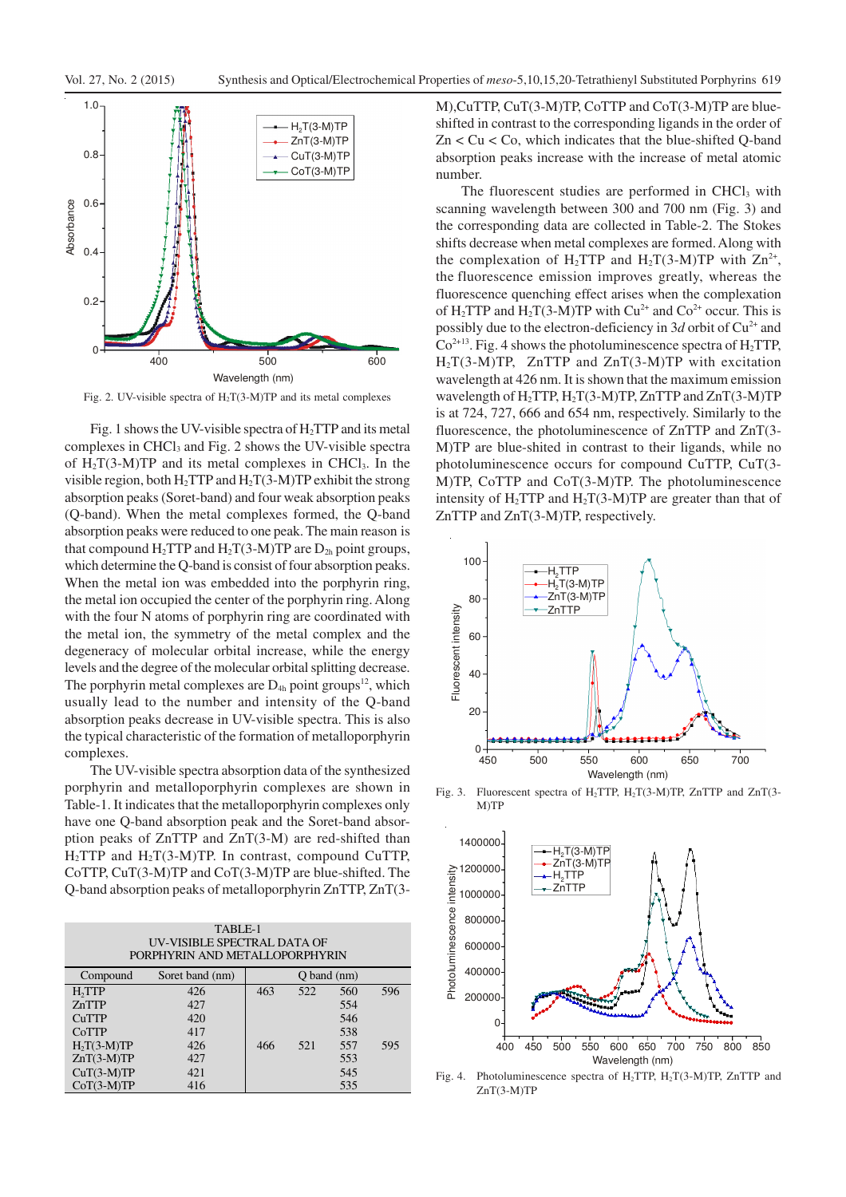Fig. 2. UV-visible spectra of $H_2T$(3-M)TP and its metal complexes

Fig. 1 shows the UV-visible spectra of $H_2TTP$ and its metal complexes in $CHCl_3$ and Fig. 2 shows the UV-visible spectra of $H_2T$(3-M)TP and its metal complexes in $CHCl_3$. In the visible region, both $H_2TTP$ and $H_2T$(3-M)TP exhibit the strong absorption peaks (Soret-band) and four weak absorption peaks (Q-band). When the metal complexes formed, the Q-band absorption peaks were reduced to one peak. The main reason is that compound $H_2TTP$ and $H_2T$(3-M)TP are $D_{2h}$ point groups, which determine the Q-band is consist of four absorption peaks. When the metal ion was embedded into the porphyrin ring, the metal ion occupied the center of the porphyrin ring. Along with the four N atoms of porphyrin ring are coordinated with the metal ion, the symmetry of the metal complex and the degeneracy of molecular orbital increase, while the energy levels and the degree of the molecular orbital splitting decrease. The porphyrin metal complexes are $D_{4h}$ point groups[12], which usually lead to the number and intensity of the Q-band absorption peaks decrease in UV-visible spectra. This is also the typical characteristic of the formation of metalloporphyrin complexes.

The UV-visible spectra absorption data of the synthesized porphyrin and metalloporphyrin complexes are shown in Table-1. It indicates that the metalloporphyrin complexes only have one Q-band absorption peak and the Soret-band absorption peaks of ZnTTP and ZnT(3-M) are red-shifted than $H_2TTP$ and $H_2T$(3-M)TP. In contrast, compound CuTTP, CoTTP, CuT(3-M)TP and CoT(3-M)TP are blue-shifted. The Q-band absorption peaks of metalloporphyrin ZnTTP, ZnT(3-M),CuTTP, CuT(3-M)TP, CoTTP and CoT(3-M)TP are blue-shifted in contrast to the corresponding ligands in the order of Zn < Cu < Co, which indicates that the blue-shifted Q-band absorption peaks increase with the increase of metal atomic number.

TABLE-1
UV-VISIBLE SPECTRAL DATA OF PORPHYRIN AND METALLOPORPHYRIN

| Compound | Soret band (nm) | Q band (nm) | | | |
|---|---|---|---|---|---|
| $H_2TTP$ | 426 | 463 | 522 | 560 | 596 |
| ZnTTP | 427 | | | 554 | |
| CuTTP | 420 | | | 546 | |
| CoTTP | 417 | | | 538 | |
| $H_2T$(3-M)TP | 426 | 466 | 521 | 557 | 595 |
| ZnT(3-M)TP | 427 | | | 553 | |
| CuT(3-M)TP | 421 | | | 545 | |
| CoT(3-M)TP | 416 | | | 535 | |

The fluorescent studies are performed in $CHCl_3$ with scanning wavelength between 300 and 700 nm (Fig. 3) and the corresponding data are collected in Table-2. The Stokes shifts decrease when metal complexes are formed. Along with the complexation of $H_2TTP$ and $H_2T$(3-M)TP with $Zn^{2+}$, the fluorescence emission improves greatly, whereas the fluorescence quenching effect arises when the complexation of $H_2TTP$ and $H_2T$(3-M)TP with $Cu^{2+}$ and $Co^{2+}$ occur. This is possibly due to the electron-deficiency in 3*d* orbit of $Cu^{2+}$ and $Co^{2+}$[13]. Fig. 4 shows the photoluminescence spectra of $H_2TTP$, $H_2T$(3-M)TP, ZnTTP and ZnT(3-M)TP with excitation wavelength at 426 nm. It is shown that the maximum emission wavelength of $H_2TTP$, $H_2T$(3-M)TP, ZnTTP and ZnT(3-M)TP is at 724, 727, 666 and 654 nm, respectively. Similarly to the fluorescence, the photoluminescence of ZnTTP and ZnT(3-M)TP are blue-shited in contrast to their ligands, while no photoluminescence occurs for compound CuTTP, CuT(3-M)TP, CoTTP and CoT(3-M)TP. The photoluminescence intensity of $H_2TTP$ and $H_2T$(3-M)TP are greater than that of ZnTTP and ZnT(3-M)TP, respectively.

Fig. 3. Fluorescent spectra of $H_2TTP$, $H_2T$(3-M)TP, ZnTTP and ZnT(3-M)TP

Fig. 4. Photoluminescence spectra of $H_2TTP$, $H_2T$(3-M)TP, ZnTTP and ZnT(3-M)TP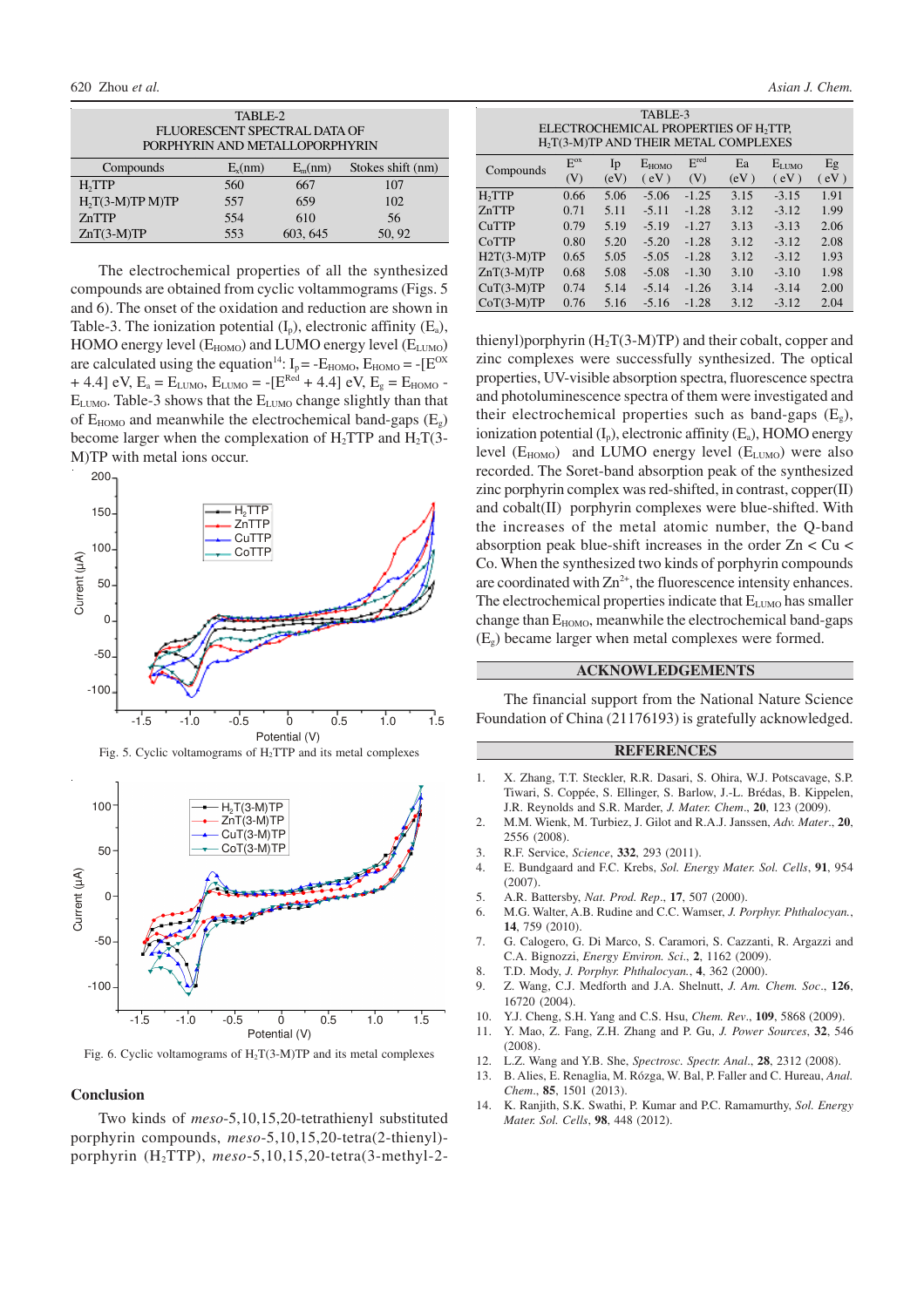TABLE-2
FLUORESCENT SPECTRAL DATA OF PORPHYRIN AND METALLOPORPHYRIN

| Compounds | $E_x$(nm) | $E_m$(nm) | Stokes shift (nm) |
|---|---|---|---|
| $H_2TTP$ | 560 | 667 | 107 |
| $H_2T(3\text{-}M)TP$ M)TP | 557 | 659 | 102 |
| ZnTTP | 554 | 610 | 56 |
| ZnT(3-M)TP | 553 | 603, 645 | 50, 92 |

The electrochemical properties of all the synthesized compounds are obtained from cyclic voltammograms (Figs. 5 and 6). The onset of the oxidation and reduction are shown in Table-3. The ionization potential ($I_p$), electronic affinity ($E_a$), HOMO energy level ($E_{HOMO}$) and LUMO energy level ($E_{LUMO}$) are calculated using the equation[14]: $I_p = -E_{HOMO}$, $E_{HOMO} = -[E^{OX} + 4.4]$ eV, $E_a = E_{LUMO}$, $E_{LUMO} = -[E^{Red} + 4.4]$ eV, $E_g = E_{HOMO} - E_{LUMO}$. Table-3 shows that the $E_{LUMO}$ change slightly than that of $E_{HOMO}$ and meanwhile the electrochemical band-gaps ($E_g$) become larger when the complexation of $H_2TTP$ and $H_2T(3\text{-}M)TP$ with metal ions occur.

200
150
100
50
0
-50
-100
Current (μA)
-1.5 -1.0 -0.5 0 0.5 1.0 1.5
Potential (V)
$H_2TTP$
ZnTTP
CuTTP
CoTTP

Fig. 5. Cyclic voltammograms of $H_2TTP$ and its metal complexes

100
50
0
-50
-100
Current (μA)
-1.5 -1.0 -0.5 0 0.5 1.0 1.5
Potential (V)
$H_2T(3\text{-}M)TP$
ZnT(3-M)TP
CuT(3-M)TP
CoT(3-M)TP

Fig. 6. Cyclic voltammograms of $H_2T(3\text{-}M)TP$ and its metal complexes

## Conclusion

Two kinds of *meso*-5,10,15,20-tetrathienyl substituted porphyrin compounds, *meso*-5,10,15,20-tetra(2-thienyl)-porphyrin ($H_2TTP$), *meso*-5,10,15,20-tetra(3-methyl-2-thienyl)porphyrin ($H_2T(3\text{-}M)TP$) and their cobalt, copper and zinc complexes were successfully synthesized. The optical properties, UV-visible absorption spectra, fluorescence spectra and photoluminescence spectra of them were investigated and their electrochemical properties such as band-gaps ($E_g$), ionization potential ($I_p$), electronic affinity ($E_a$), HOMO energy level ($E_{HOMO}$) and LUMO energy level ($E_{LUMO}$) were also recorded. The Soret-band absorption peak of the synthesized zinc porphyrin complex was red-shifted, in contrast, copper(II) and cobalt(II) porphyrin complexes were blue-shifted. With the increases of the metal atomic number, the Q-band absorption peak blue-shift increases in the order Zn < Cu < Co. When the synthesized two kinds of porphyrin compounds are coordinated with $Zn^{2+}$, the fluorescence intensity enhances. The electrochemical properties indicate that $E_{LUMO}$ has smaller change than $E_{HOMO}$, meanwhile the electrochemical band-gaps ($E_g$) became larger when metal complexes were formed.

TABLE-3
ELECTROCHEMICAL PROPERTIES OF $H_2TTP$, $H_2T(3\text{-}M)TP$ AND THEIR METAL COMPLEXES

| Compounds | $E^{ox}$ (V) | Ip (eV) | $E_{HOMO}$ (eV) | $E^{red}$ (V) | Ea (eV) | $E_{LUMO}$ (eV) | Eg (eV) |
|---|---|---|---|---|---|---|---|
| $H_2TTP$ | 0.66 | 5.06 | -5.06 | -1.25 | 3.15 | -3.15 | 1.91 |
| ZnTTP | 0.71 | 5.11 | -5.11 | -1.28 | 3.12 | -3.12 | 1.99 |
| CuTTP | 0.79 | 5.19 | -5.19 | -1.27 | 3.13 | -3.13 | 2.06 |
| CoTTP | 0.80 | 5.20 | -5.20 | -1.28 | 3.12 | -3.12 | 2.08 |
| H2T(3-M)TP | 0.65 | 5.05 | -5.05 | -1.28 | 3.12 | -3.12 | 1.93 |
| ZnT(3-M)TP | 0.68 | 5.08 | -5.08 | -1.30 | 3.10 | -3.10 | 1.98 |
| CuT(3-M)TP | 0.74 | 5.14 | -5.14 | -1.26 | 3.14 | -3.14 | 2.00 |
| CoT(3-M)TP | 0.76 | 5.16 | -5.16 | -1.28 | 3.12 | -3.12 | 2.04 |

## ACKNOWLEDGEMENTS

The financial support from the National Nature Science Foundation of China (21176193) is gratefully acknowledged.

## REFERENCES

1. X. Zhang, T.T. Steckler, R.R. Dasari, S. Ohira, W.J. Potscavage, S.P. Tiwari, S. Coppée, S. Ellinger, S. Barlow, J.-L. Brédas, B. Kippelen, J.R. Reynolds and S.R. Marder, *J. Mater. Chem*., **20**, 123 (2009).
2. M.M. Wienk, M. Turbiez, J. Gilot and R.A.J. Janssen, *Adv. Mater*., **20**, 2556 (2008).
3. R.F. Service, *Science*, **332**, 293 (2011).
4. E. Bundgaard and F.C. Krebs, *Sol. Energy Mater. Sol. Cells*, **91**, 954 (2007).
5. A.R. Battersby, *Nat. Prod. Rep*., **17**, 507 (2000).
6. M.G. Walter, A.B. Rudine and C.C. Wamser, *J. Porphyr. Phthalocyan.*, **14**, 759 (2010).
7. G. Calogero, G. Di Marco, S. Caramori, S. Cazzanti, R. Argazzi and C.A. Bignozzi, *Energy Environ. Sci*., **2**, 1162 (2009).
8. T.D. Mody, *J. Porphyr. Phthalocyan.*, **4**, 362 (2000).
9. Z. Wang, C.J. Medforth and J.A. Shelnutt, *J. Am. Chem. Soc*., **126**, 16720 (2004).
10. Y.J. Cheng, S.H. Yang and C.S. Hsu, *Chem. Rev*., **109**, 5868 (2009).
11. Y. Mao, Z. Fang, Z.H. Zhang and P. Gu, *J. Power Sources*, **32**, 546 (2008).
12. L.Z. Wang and Y.B. She, *Spectrosc. Spectr. Anal*., **28**, 2312 (2008).
13. B. Alies, E. Renaglia, M. Rózga, W. Bal, P. Faller and C. Hureau, *Anal. Chem*., **85**, 1501 (2013).
14. K. Ranjith, S.K. Swathi, P. Kumar and P.C. Ramamurthy, *Sol. Energy Mater. Sol. Cells*, **98**, 448 (2012).